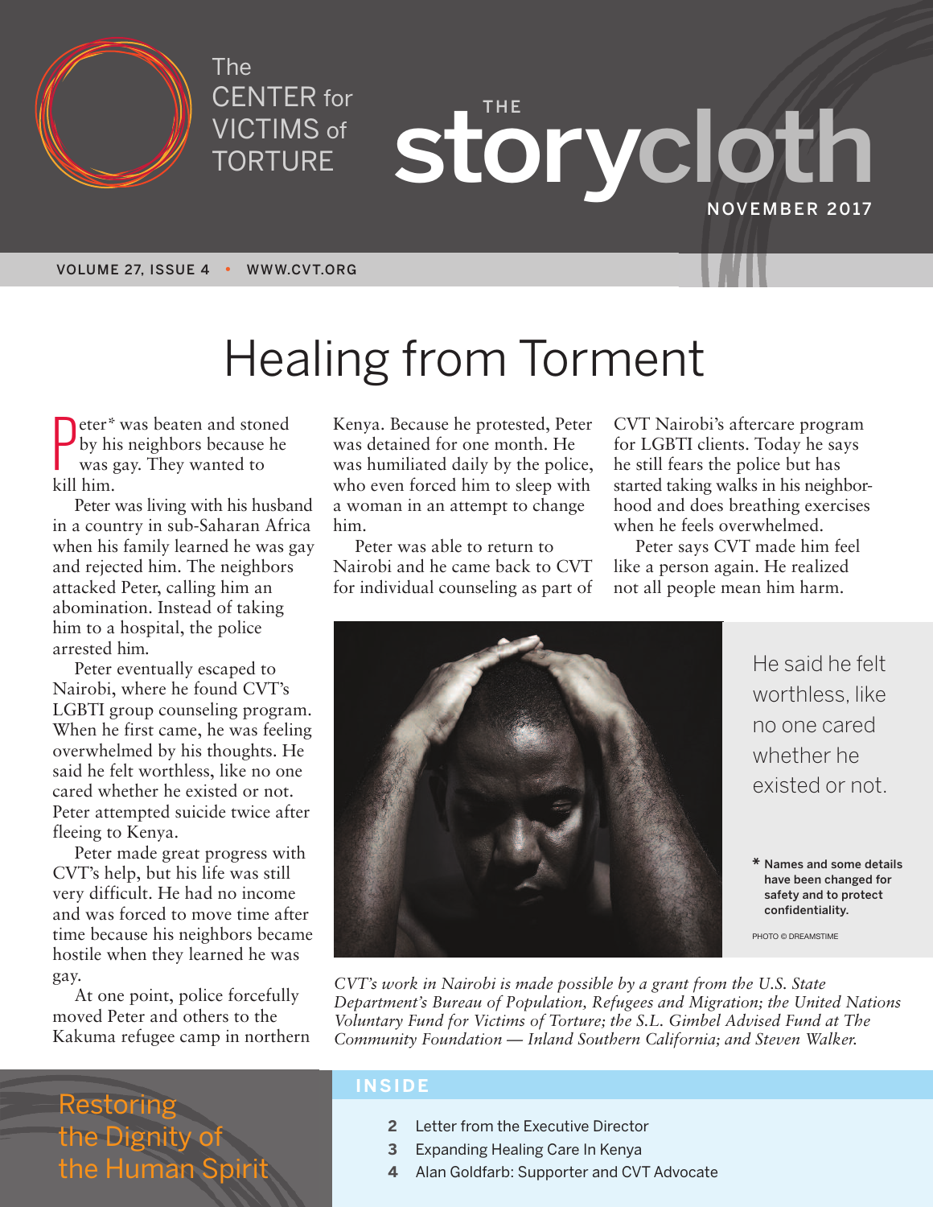The CENTER for VICTIMS of TORTURE

# THE storycloth

NOVEMBER 2017

VOLUME 27, ISSUE 4 • WWW.CVT.ORG

# Healing from Torment

Peter* was beaten and stoned by his neighbors because he was gay. They wanted to kill him.

Peter was living with his husband in a country in sub-Saharan Africa when his family learned he was gay and rejected him. The neighbors attacked Peter, calling him an abomination. Instead of taking him to a hospital, the police arrested him.

Peter eventually escaped to Nairobi, where he found CVT's LGBTI group counseling program. When he first came, he was feeling overwhelmed by his thoughts. He said he felt worthless, like no one cared whether he existed or not. Peter attempted suicide twice after fleeing to Kenya.

Peter made great progress with CVT's help, but his life was still very difficult. He had no income and was forced to move time after time because his neighbors became hostile when they learned he was gay.

At one point, police forcefully moved Peter and others to the Kakuma refugee camp in northern Kenya. Because he protested, Peter was detained for one month. He was humiliated daily by the police, who even forced him to sleep with a woman in an attempt to change him.

Peter was able to return to Nairobi and he came back to CVT for individual counseling as part of CVT Nairobi's aftercare program for LGBTI clients. Today he says he still fears the police but has started taking walks in his neighborhood and does breathing exercises when he feels overwhelmed.

Peter says CVT made him feel like a person again. He realized not all people mean him harm.

He said he felt worthless, like no one cared whether he existed or not.

* Names and some details have been changed for safety and to protect confidentiality.

PHOTO © DREAMSTIME

*CVT's work in Nairobi is made possible by a grant from the U.S. State Department's Bureau of Population, Refugees and Migration; the United Nations Voluntary Fund for Victims of Torture; the S.L. Gimbel Advised Fund at The Community Foundation — Inland Southern California; and Steven Walker.*

Restoring the Dignity of the Human Spirit

## INSIDE

- 2 Letter from the Executive Director
- 3 Expanding Healing Care In Kenya
- 4 Alan Goldfarb: Supporter and CVT Advocate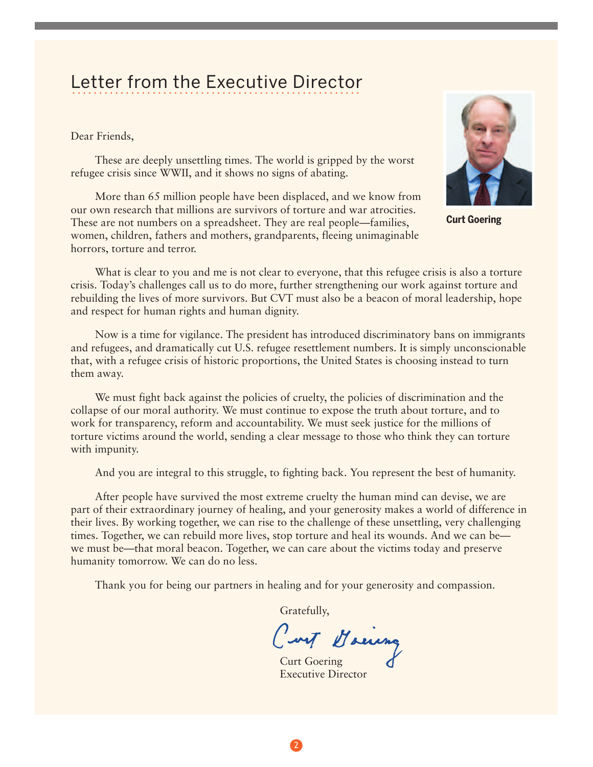## Letter from the Executive Director

Curt Goering

Dear Friends,

These are deeply unsettling times. The world is gripped by the worst refugee crisis since WWII, and it shows no signs of abating.

More than 65 million people have been displaced, and we know from our own research that millions are survivors of torture and war atrocities. These are not numbers on a spreadsheet. They are real people—families, women, children, fathers and mothers, grandparents, fleeing unimaginable horrors, torture and terror.

What is clear to you and me is not clear to everyone, that this refugee crisis is also a torture crisis. Today's challenges call us to do more, further strengthening our work against torture and rebuilding the lives of more survivors. But CVT must also be a beacon of moral leadership, hope and respect for human rights and human dignity.

Now is a time for vigilance. The president has introduced discriminatory bans on immigrants and refugees, and dramatically cut U.S. refugee resettlement numbers. It is simply unconscionable that, with a refugee crisis of historic proportions, the United States is choosing instead to turn them away.

We must fight back against the policies of cruelty, the policies of discrimination and the collapse of our moral authority. We must continue to expose the truth about torture, and to work for transparency, reform and accountability. We must seek justice for the millions of torture victims around the world, sending a clear message to those who think they can torture with impunity.

And you are integral to this struggle, to fighting back. You represent the best of humanity.

After people have survived the most extreme cruelty the human mind can devise, we are part of their extraordinary journey of healing, and your generosity makes a world of difference in their lives. By working together, we can rise to the challenge of these unsettling, very challenging times. Together, we can rebuild more lives, stop torture and heal its wounds. And we can be—we must be—that moral beacon. Together, we can care about the victims today and preserve humanity tomorrow. We can do no less.

Thank you for being our partners in healing and for your generosity and compassion.

Gratefully,

Curt Goering
Executive Director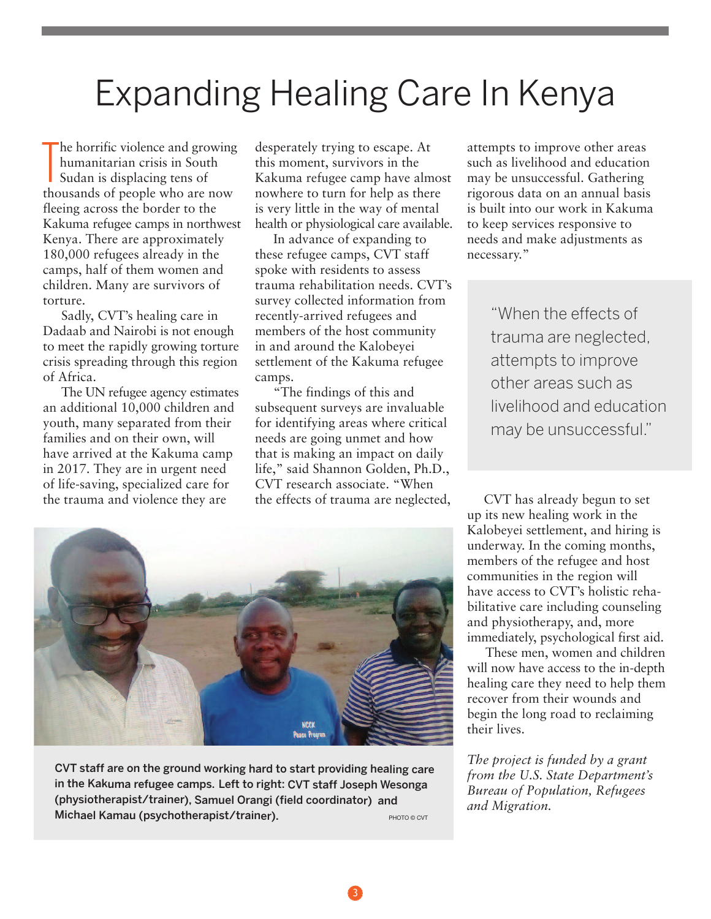# Expanding Healing Care In Kenya

The horrific violence and growing humanitarian crisis in South Sudan is displacing tens of thousands of people who are now fleeing across the border to the Kakuma refugee camps in northwest Kenya. There are approximately 180,000 refugees already in the camps, half of them women and children. Many are survivors of torture.

Sadly, CVT's healing care in Dadaab and Nairobi is not enough to meet the rapidly growing torture crisis spreading through this region of Africa.

The UN refugee agency estimates an additional 10,000 children and youth, many separated from their families and on their own, will have arrived at the Kakuma camp in 2017. They are in urgent need of life-saving, specialized care for the trauma and violence they are desperately trying to escape. At this moment, survivors in the Kakuma refugee camp have almost nowhere to turn for help as there is very little in the way of mental health or physiological care available.

In advance of expanding to these refugee camps, CVT staff spoke with residents to assess trauma rehabilitation needs. CVT's survey collected information from recently-arrived refugees and members of the host community in and around the Kalobeyei settlement of the Kakuma refugee camps.

"The findings of this and subsequent surveys are invaluable for identifying areas where critical needs are going unmet and how that is making an impact on daily life," said Shannon Golden, Ph.D., CVT research associate. "When the effects of trauma are neglected, attempts to improve other areas such as livelihood and education may be unsuccessful. Gathering rigorous data on an annual basis is built into our work in Kakuma to keep services responsive to needs and make adjustments as necessary."

> "When the effects of trauma are neglected, attempts to improve other areas such as livelihood and education may be unsuccessful."

CVT has already begun to set up its new healing work in the Kalobeyei settlement, and hiring is underway. In the coming months, members of the refugee and host communities in the region will have access to CVT's holistic rehabilitative care including counseling and physiotherapy, and, more immediately, psychological first aid.

These men, women and children will now have access to the in-depth healing care they need to help them recover from their wounds and begin the long road to reclaiming their lives.

*The project is funded by a grant from the U.S. State Department's Bureau of Population, Refugees and Migration.*

CVT staff are on the ground working hard to start providing healing care in the Kakuma refugee camps. Left to right: CVT staff Joseph Wesonga (physiotherapist/trainer), Samuel Orangi (field coordinator) and Michael Kamau (psychotherapist/trainer). PHOTO © CVT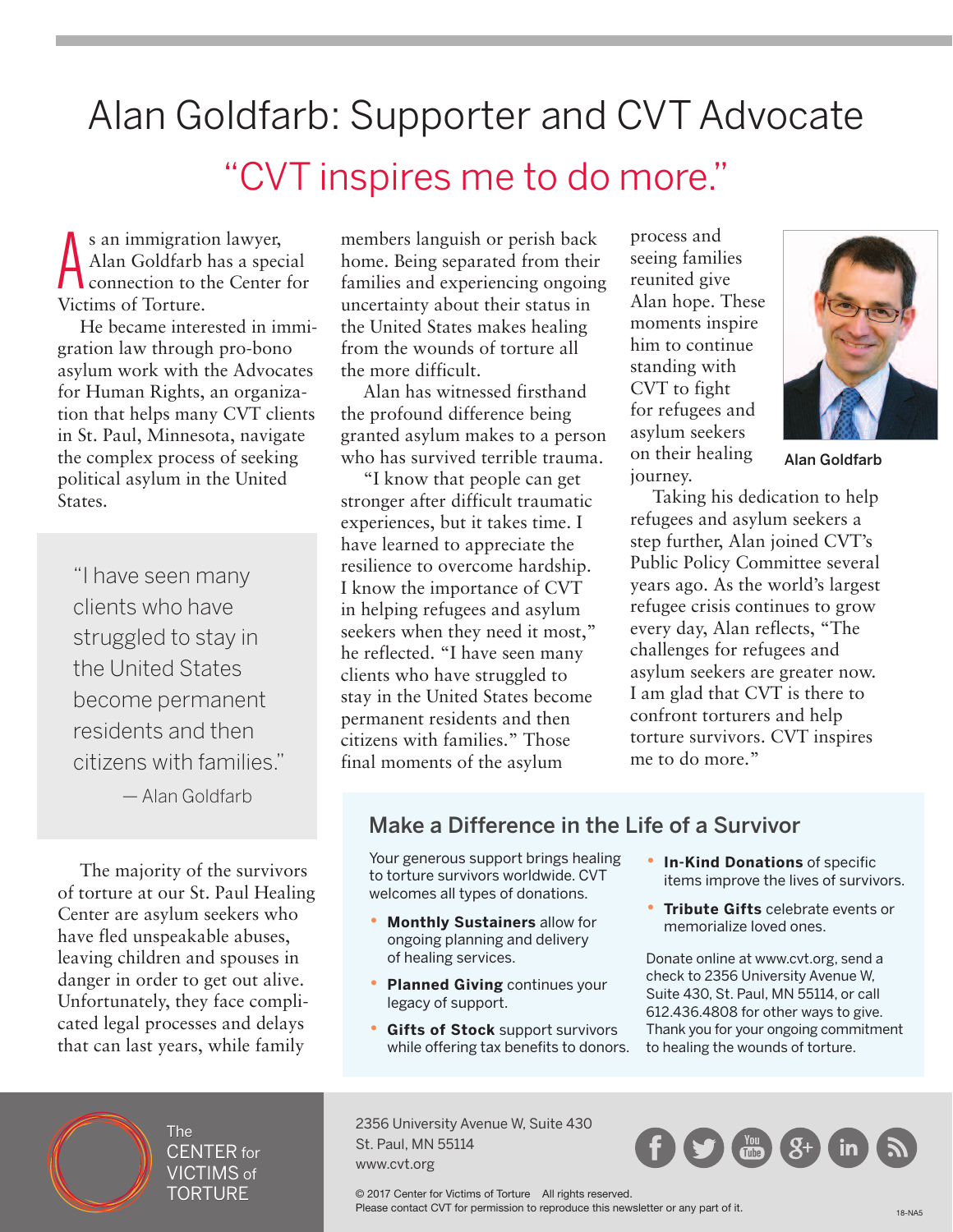# Alan Goldfarb: Supporter and CVT Advocate

## "CVT inspires me to do more."

As an immigration lawyer, Alan Goldfarb has a special connection to the Center for Victims of Torture.

He became interested in immigration law through pro-bono asylum work with the Advocates for Human Rights, an organization that helps many CVT clients in St. Paul, Minnesota, navigate the complex process of seeking political asylum in the United States.

> "I have seen many clients who have struggled to stay in the United States become permanent residents and then citizens with families."
>
> — Alan Goldfarb

The majority of the survivors of torture at our St. Paul Healing Center are asylum seekers who have fled unspeakable abuses, leaving children and spouses in danger in order to get out alive. Unfortunately, they face complicated legal processes and delays that can last years, while family members languish or perish back home. Being separated from their families and experiencing ongoing uncertainty about their status in the United States makes healing from the wounds of torture all the more difficult.

Alan has witnessed firsthand the profound difference being granted asylum makes to a person who has survived terrible trauma.

"I know that people can get stronger after difficult traumatic experiences, but it takes time. I have learned to appreciate the resilience to overcome hardship. I know the importance of CVT in helping refugees and asylum seekers when they need it most," he reflected. "I have seen many clients who have struggled to stay in the United States become permanent residents and then citizens with families." Those final moments of the asylum process and seeing families reunited give Alan hope. These moments inspire him to continue standing with CVT to fight for refugees and asylum seekers on their healing journey.

Alan Goldfarb

Taking his dedication to help refugees and asylum seekers a step further, Alan joined CVT's Public Policy Committee several years ago. As the world's largest refugee crisis continues to grow every day, Alan reflects, "The challenges for refugees and asylum seekers are greater now. I am glad that CVT is there to confront torturers and help torture survivors. CVT inspires me to do more."

### Make a Difference in the Life of a Survivor

Your generous support brings healing to torture survivors worldwide. CVT welcomes all types of donations.

- **Monthly Sustainers** allow for ongoing planning and delivery of healing services.
- **Planned Giving** continues your legacy of support.
- **Gifts of Stock** support survivors while offering tax benefits to donors.
- **In-Kind Donations** of specific items improve the lives of survivors.
- **Tribute Gifts** celebrate events or memorialize loved ones.

Donate online at www.cvt.org, send a check to 2356 University Avenue W, Suite 430, St. Paul, MN 55114, or call 612.436.4808 for other ways to give. Thank you for your ongoing commitment to healing the wounds of torture.

The CENTER for VICTIMS of TORTURE

2356 University Avenue W, Suite 430
St. Paul, MN 55114
www.cvt.org

© 2017 Center for Victims of Torture All rights reserved.
Please contact CVT for permission to reproduce this newsletter or any part of it.

18-NA5